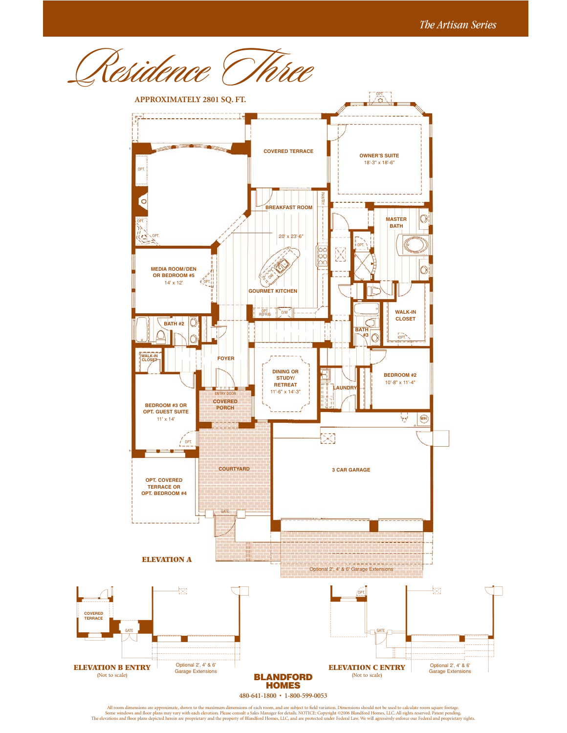*The Artisan Series*

# Residence Three

**APPROXIMATELY 2801 SQ. FT.**

OPT.

COVERED TERRACE

OWNER'S SUITE
18'-3" x 18'-6"

OPT.

BREAKFAST ROOM

PANTRY

20' x 23'-6"

MASTER BATH

OPT.

OPT.

OPT.

DW

MEDIA ROOM/DEN OR BEDROOM #5
14' x 12'

OPT.

GOURMET KITCHEN

WALK-IN CLOSET

OPT. REFRIG

D/M

BATH #2

BATH #3

OPT.

WALK-IN CLOSET

FOYER

DINING OR STUDY/ RETREAT
11'-6" x 14'-3"

BEDROOM #2
10'-8" x 11'-4"

LAUNDRY

ENTRY DOOR

COVERED PORCH

BEDROOM #3 OR OPT. GUEST SUITE
11' x 14'

WH

OPT.

COURTYARD

3 CAR GARAGE

OPT. COVERED TERRACE OR OPT. BEDROOM #4

GATE

Optional 2', 4' & 6' Garage Extensions

**ELEVATION A**

COVERED TERRACE

GATE

**ELEVATION B ENTRY**
(Not to scale)

Optional 2', 4' & 6' Garage Extensions

OPT.

GATE

**ELEVATION C ENTRY**
(Not to scale)

Optional 2', 4' & 6' Garage Extensions

**BLANDFORD HOMES**

480-641-1800 • 1-800-599-0053

All room dimensions are approximate, shown to the maximum dimensions of each room, and are subject to field variation. Dimensions should not be used to calculate room square footage. Some windows and floor plans may vary with each elevation. Please consult a Sales Manager for details. NOTICE: Copyright ©2006 Blandford Homes, LLC. All rights reserved. Patent pending. The elevations and floor plans depicted herein are proprietary and the property of Blandford Homes, LLC, and are protected under Federal Law. We will agressively enforce our Federal and proprietary rights.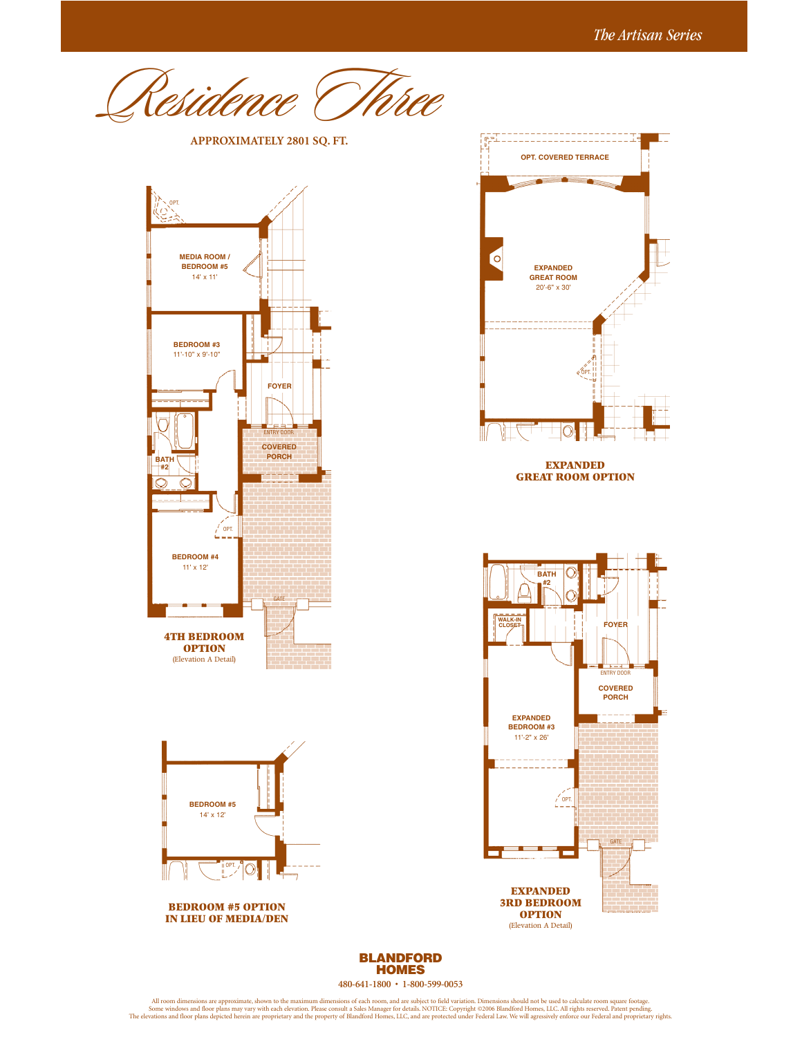# Residence Three

**APPROXIMATELY 2801 SQ. FT.**

OPT.

MEDIA ROOM / BEDROOM #5
14' x 11'

BEDROOM #3
11'-10" x 9'-10"

FOYER

ENTRY DOOR

COVERED PORCH

BATH #2

OPT.

BEDROOM #4
11' x 12'

GATE

**4TH BEDROOM OPTION**
(Elevation A Detail)

OPT. COVERED TERRACE

EXPANDED GREAT ROOM
20'-6" x 30'

OPT.

**EXPANDED GREAT ROOM OPTION**

BATH #2

WALK-IN CLOSET

FOYER

ENTRY DOOR

COVERED PORCH

EXPANDED BEDROOM #3
11'-2" x 26'

OPT.

GATE

**EXPANDED 3RD BEDROOM OPTION**
(Elevation A Detail)

BEDROOM #5
14' x 12'

OPT.

**BEDROOM #5 OPTION IN LIEU OF MEDIA/DEN**

**BLANDFORD HOMES**

480-641-1800 • 1-800-599-0053

All room dimensions are approximate, shown to the maximum dimensions of each room, and are subject to field variation. Dimensions should not be used to calculate room square footage. Some windows and floor plans may vary with each elevation. Please consult a Sales Manager for details. NOTICE: Copyright ©2006 Blandford Homes, LLC. All rights reserved. Patent pending. The elevations and floor plans depicted herein are proprietary and the property of Blandford Homes, LLC, and are protected under Federal Law. We will agressively enforce our Federal and proprietary rights.